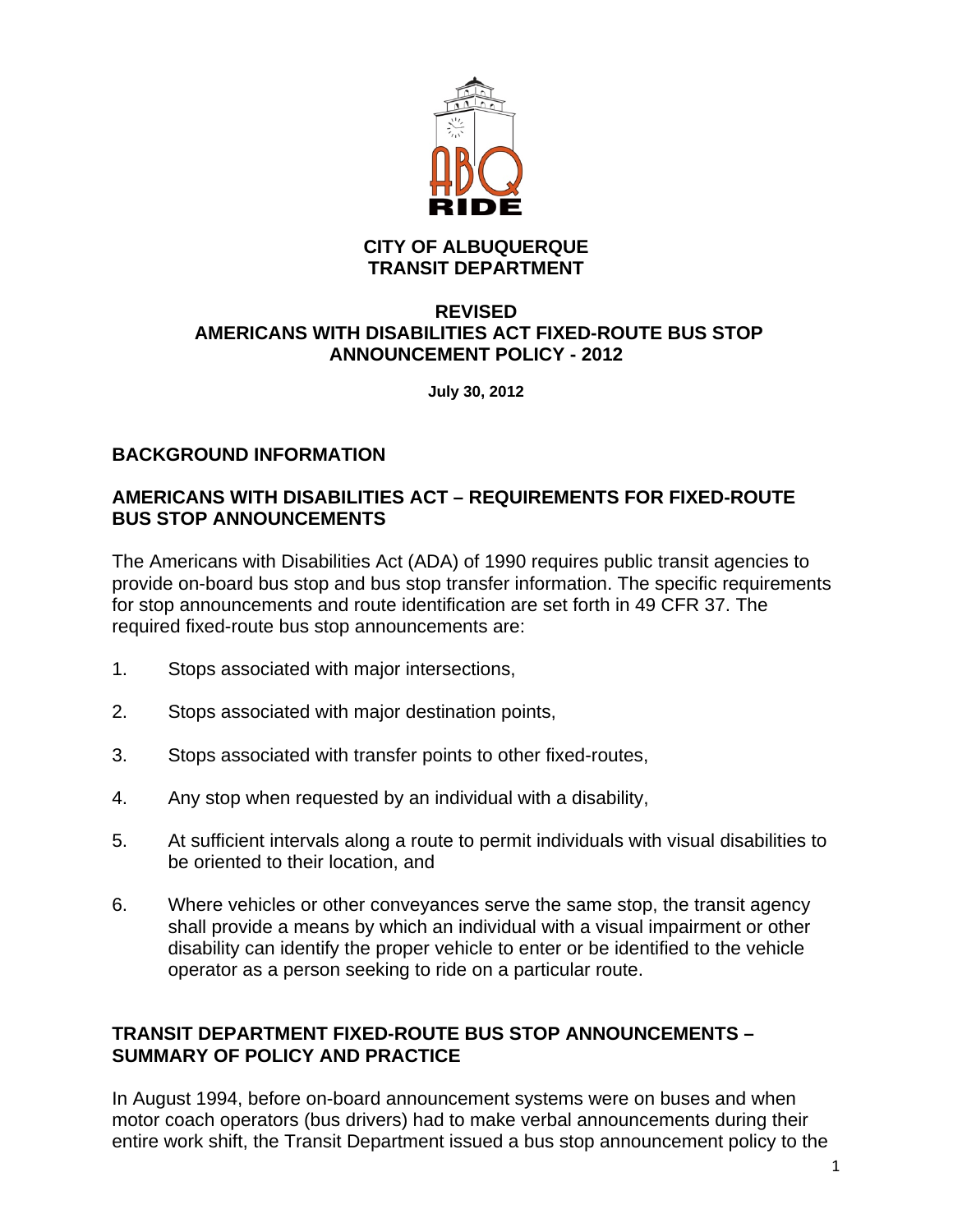# CITY OF ALBUQUERQUE
# TRANSIT DEPARTMENT

## REVISED
## AMERICANS WITH DISABILITIES ACT FIXED-ROUTE BUS STOP ANNOUNCEMENT POLICY - 2012

**July 30, 2012**

## BACKGROUND INFORMATION

## AMERICANS WITH DISABILITIES ACT – REQUIREMENTS FOR FIXED-ROUTE BUS STOP ANNOUNCEMENTS

The Americans with Disabilities Act (ADA) of 1990 requires public transit agencies to provide on-board bus stop and bus stop transfer information. The specific requirements for stop announcements and route identification are set forth in 49 CFR 37. The required fixed-route bus stop announcements are:

1. Stops associated with major intersections,
2. Stops associated with major destination points,
3. Stops associated with transfer points to other fixed-routes,
4. Any stop when requested by an individual with a disability,
5. At sufficient intervals along a route to permit individuals with visual disabilities to be oriented to their location, and
6. Where vehicles or other conveyances serve the same stop, the transit agency shall provide a means by which an individual with a visual impairment or other disability can identify the proper vehicle to enter or be identified to the vehicle operator as a person seeking to ride on a particular route.

## TRANSIT DEPARTMENT FIXED-ROUTE BUS STOP ANNOUNCEMENTS – SUMMARY OF POLICY AND PRACTICE

In August 1994, before on-board announcement systems were on buses and when motor coach operators (bus drivers) had to make verbal announcements during their entire work shift, the Transit Department issued a bus stop announcement policy to the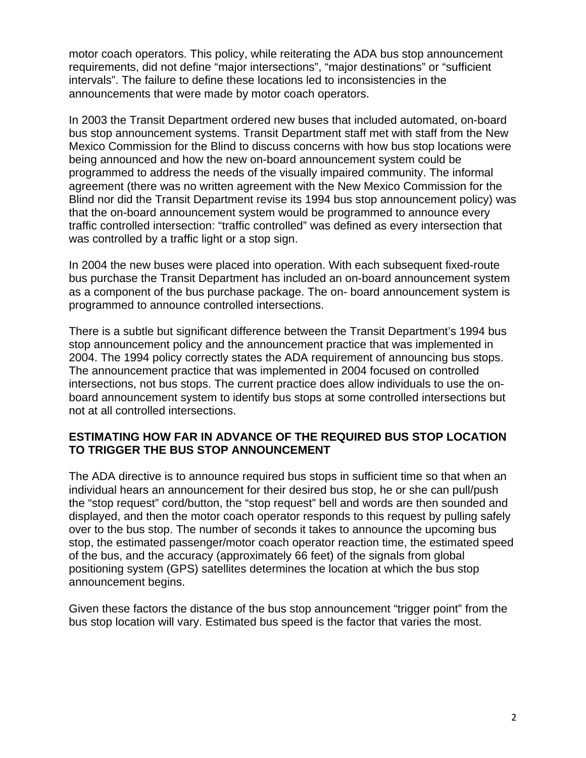motor coach operators. This policy, while reiterating the ADA bus stop announcement requirements, did not define "major intersections", "major destinations" or "sufficient intervals". The failure to define these locations led to inconsistencies in the announcements that were made by motor coach operators.

In 2003 the Transit Department ordered new buses that included automated, on-board bus stop announcement systems. Transit Department staff met with staff from the New Mexico Commission for the Blind to discuss concerns with how bus stop locations were being announced and how the new on-board announcement system could be programmed to address the needs of the visually impaired community. The informal agreement (there was no written agreement with the New Mexico Commission for the Blind nor did the Transit Department revise its 1994 bus stop announcement policy) was that the on-board announcement system would be programmed to announce every traffic controlled intersection: "traffic controlled" was defined as every intersection that was controlled by a traffic light or a stop sign.

In 2004 the new buses were placed into operation. With each subsequent fixed-route bus purchase the Transit Department has included an on-board announcement system as a component of the bus purchase package. The on- board announcement system is programmed to announce controlled intersections.

There is a subtle but significant difference between the Transit Department's 1994 bus stop announcement policy and the announcement practice that was implemented in 2004. The 1994 policy correctly states the ADA requirement of announcing bus stops. The announcement practice that was implemented in 2004 focused on controlled intersections, not bus stops. The current practice does allow individuals to use the on-board announcement system to identify bus stops at some controlled intersections but not at all controlled intersections.

## ESTIMATING HOW FAR IN ADVANCE OF THE REQUIRED BUS STOP LOCATION TO TRIGGER THE BUS STOP ANNOUNCEMENT

The ADA directive is to announce required bus stops in sufficient time so that when an individual hears an announcement for their desired bus stop, he or she can pull/push the "stop request" cord/button, the "stop request" bell and words are then sounded and displayed, and then the motor coach operator responds to this request by pulling safely over to the bus stop. The number of seconds it takes to announce the upcoming bus stop, the estimated passenger/motor coach operator reaction time, the estimated speed of the bus, and the accuracy (approximately 66 feet) of the signals from global positioning system (GPS) satellites determines the location at which the bus stop announcement begins.

Given these factors the distance of the bus stop announcement "trigger point" from the bus stop location will vary. Estimated bus speed is the factor that varies the most.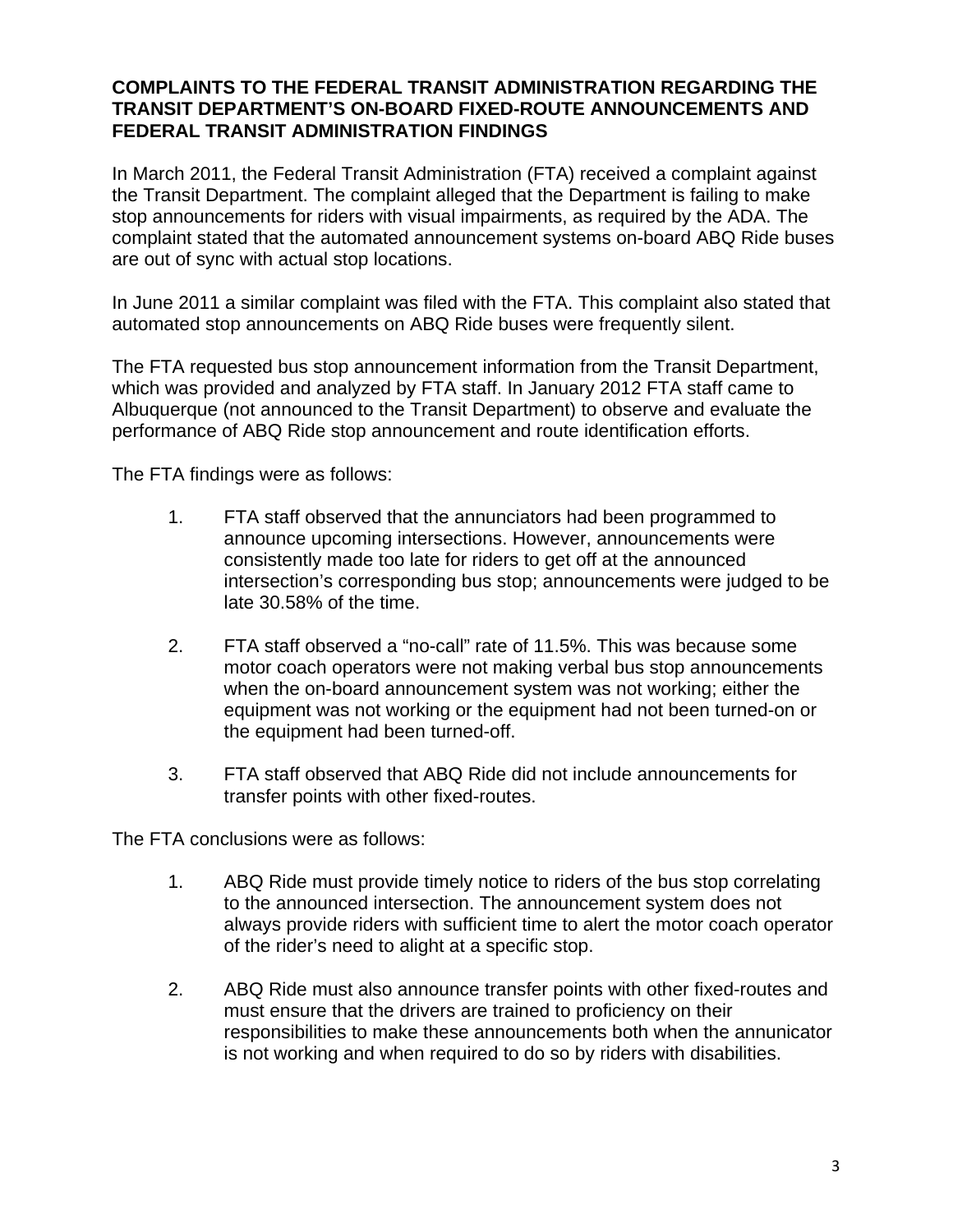**COMPLAINTS TO THE FEDERAL TRANSIT ADMINISTRATION REGARDING THE TRANSIT DEPARTMENT'S ON-BOARD FIXED-ROUTE ANNOUNCEMENTS AND FEDERAL TRANSIT ADMINISTRATION FINDINGS**

In March 2011, the Federal Transit Administration (FTA) received a complaint against the Transit Department. The complaint alleged that the Department is failing to make stop announcements for riders with visual impairments, as required by the ADA. The complaint stated that the automated announcement systems on-board ABQ Ride buses are out of sync with actual stop locations.

In June 2011 a similar complaint was filed with the FTA. This complaint also stated that automated stop announcements on ABQ Ride buses were frequently silent.

The FTA requested bus stop announcement information from the Transit Department, which was provided and analyzed by FTA staff. In January 2012 FTA staff came to Albuquerque (not announced to the Transit Department) to observe and evaluate the performance of ABQ Ride stop announcement and route identification efforts.

The FTA findings were as follows:

1. FTA staff observed that the annunciators had been programmed to announce upcoming intersections. However, announcements were consistently made too late for riders to get off at the announced intersection's corresponding bus stop; announcements were judged to be late 30.58% of the time.

2. FTA staff observed a "no-call" rate of 11.5%. This was because some motor coach operators were not making verbal bus stop announcements when the on-board announcement system was not working; either the equipment was not working or the equipment had not been turned-on or the equipment had been turned-off.

3. FTA staff observed that ABQ Ride did not include announcements for transfer points with other fixed-routes.

The FTA conclusions were as follows:

1. ABQ Ride must provide timely notice to riders of the bus stop correlating to the announced intersection. The announcement system does not always provide riders with sufficient time to alert the motor coach operator of the rider's need to alight at a specific stop.

2. ABQ Ride must also announce transfer points with other fixed-routes and must ensure that the drivers are trained to proficiency on their responsibilities to make these announcements both when the annunicator is not working and when required to do so by riders with disabilities.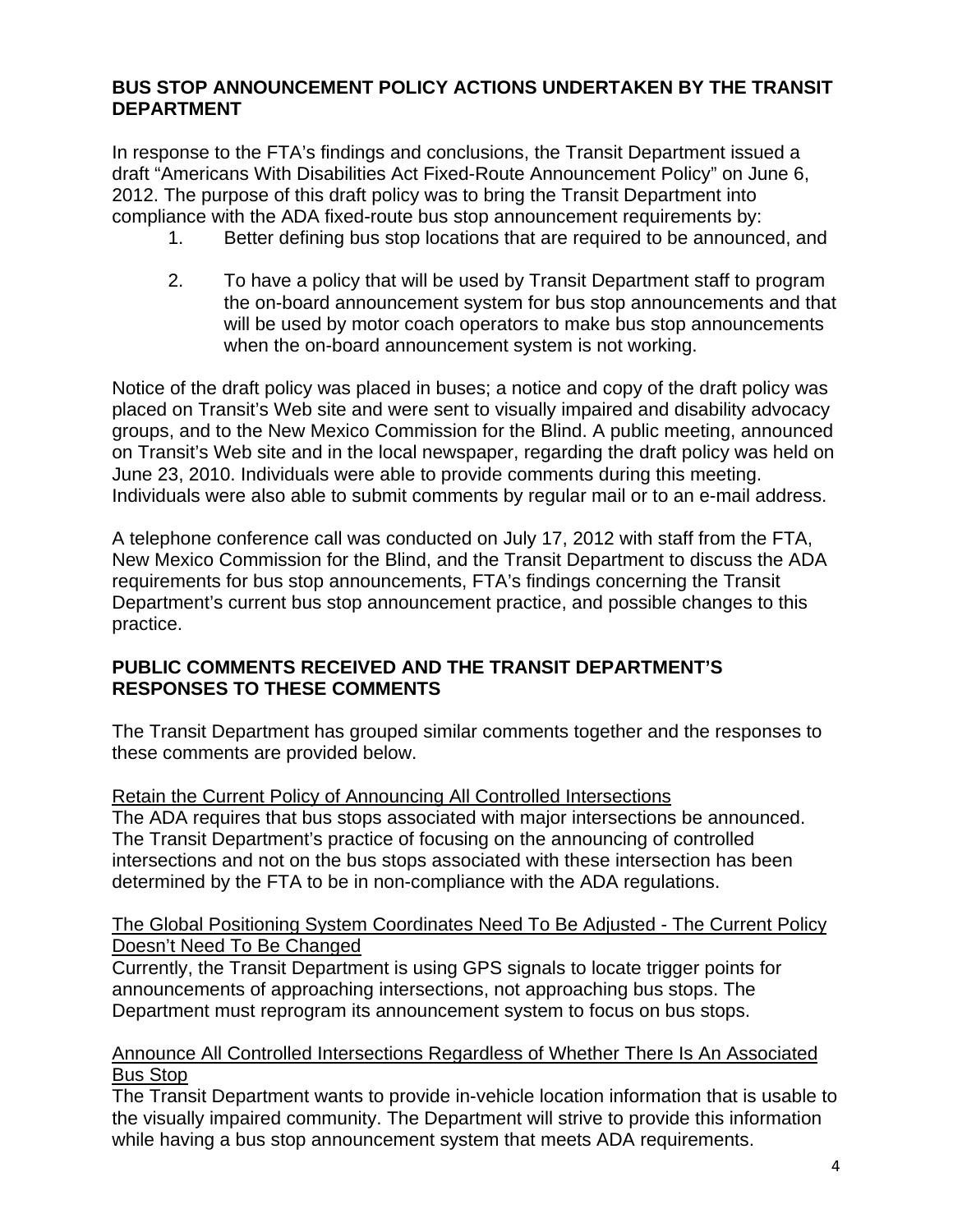## BUS STOP ANNOUNCEMENT POLICY ACTIONS UNDERTAKEN BY THE TRANSIT DEPARTMENT

In response to the FTA's findings and conclusions, the Transit Department issued a draft "Americans With Disabilities Act Fixed-Route Announcement Policy" on June 6, 2012. The purpose of this draft policy was to bring the Transit Department into compliance with the ADA fixed-route bus stop announcement requirements by:

1. Better defining bus stop locations that are required to be announced, and

2. To have a policy that will be used by Transit Department staff to program the on-board announcement system for bus stop announcements and that will be used by motor coach operators to make bus stop announcements when the on-board announcement system is not working.

Notice of the draft policy was placed in buses; a notice and copy of the draft policy was placed on Transit's Web site and were sent to visually impaired and disability advocacy groups, and to the New Mexico Commission for the Blind. A public meeting, announced on Transit's Web site and in the local newspaper, regarding the draft policy was held on June 23, 2010. Individuals were able to provide comments during this meeting. Individuals were also able to submit comments by regular mail or to an e-mail address.

A telephone conference call was conducted on July 17, 2012 with staff from the FTA, New Mexico Commission for the Blind, and the Transit Department to discuss the ADA requirements for bus stop announcements, FTA's findings concerning the Transit Department's current bus stop announcement practice, and possible changes to this practice.

## PUBLIC COMMENTS RECEIVED AND THE TRANSIT DEPARTMENT'S RESPONSES TO THESE COMMENTS

The Transit Department has grouped similar comments together and the responses to these comments are provided below.

Retain the Current Policy of Announcing All Controlled Intersections

The ADA requires that bus stops associated with major intersections be announced. The Transit Department's practice of focusing on the announcing of controlled intersections and not on the bus stops associated with these intersection has been determined by the FTA to be in non-compliance with the ADA regulations.

The Global Positioning System Coordinates Need To Be Adjusted - The Current Policy Doesn't Need To Be Changed

Currently, the Transit Department is using GPS signals to locate trigger points for announcements of approaching intersections, not approaching bus stops. The Department must reprogram its announcement system to focus on bus stops.

Announce All Controlled Intersections Regardless of Whether There Is An Associated Bus Stop

The Transit Department wants to provide in-vehicle location information that is usable to the visually impaired community. The Department will strive to provide this information while having a bus stop announcement system that meets ADA requirements.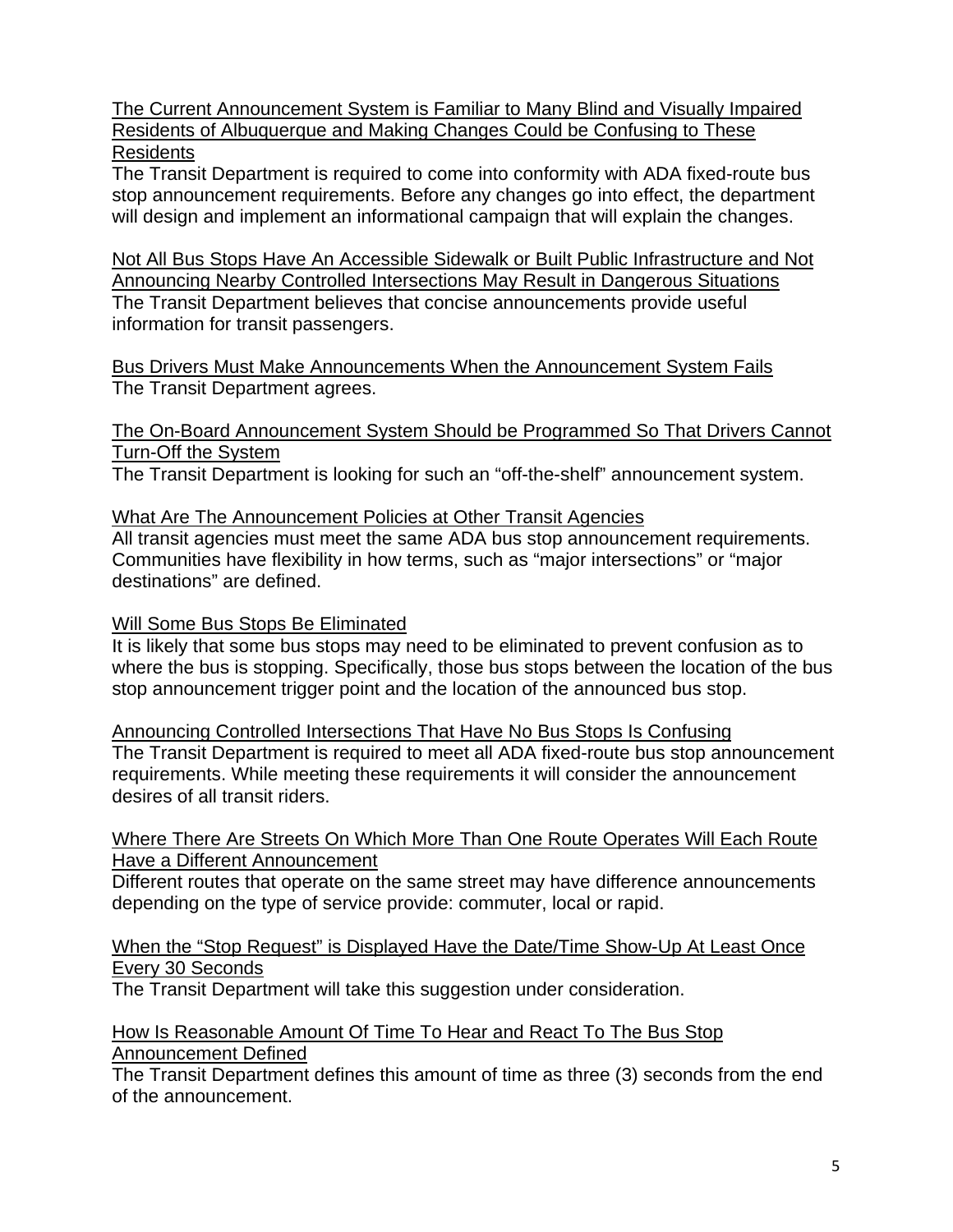<u>The Current Announcement System is Familiar to Many Blind and Visually Impaired Residents of Albuquerque and Making Changes Could be Confusing to These Residents</u>

The Transit Department is required to come into conformity with ADA fixed-route bus stop announcement requirements. Before any changes go into effect, the department will design and implement an informational campaign that will explain the changes.

<u>Not All Bus Stops Have An Accessible Sidewalk or Built Public Infrastructure and Not Announcing Nearby Controlled Intersections May Result in Dangerous Situations</u>

The Transit Department believes that concise announcements provide useful information for transit passengers.

<u>Bus Drivers Must Make Announcements When the Announcement System Fails</u>

The Transit Department agrees.

<u>The On-Board Announcement System Should be Programmed So That Drivers Cannot Turn-Off the System</u>

The Transit Department is looking for such an “off-the-shelf” announcement system.

<u>What Are The Announcement Policies at Other Transit Agencies</u>

All transit agencies must meet the same ADA bus stop announcement requirements. Communities have flexibility in how terms, such as “major intersections” or “major destinations” are defined.

<u>Will Some Bus Stops Be Eliminated</u>

It is likely that some bus stops may need to be eliminated to prevent confusion as to where the bus is stopping. Specifically, those bus stops between the location of the bus stop announcement trigger point and the location of the announced bus stop.

<u>Announcing Controlled Intersections That Have No Bus Stops Is Confusing</u>

The Transit Department is required to meet all ADA fixed-route bus stop announcement requirements. While meeting these requirements it will consider the announcement desires of all transit riders.

<u>Where There Are Streets On Which More Than One Route Operates Will Each Route Have a Different Announcement</u>

Different routes that operate on the same street may have difference announcements depending on the type of service provide: commuter, local or rapid.

<u>When the “Stop Request” is Displayed Have the Date/Time Show-Up At Least Once Every 30 Seconds</u>

The Transit Department will take this suggestion under consideration.

<u>How Is Reasonable Amount Of Time To Hear and React To The Bus Stop Announcement Defined</u>

The Transit Department defines this amount of time as three (3) seconds from the end of the announcement.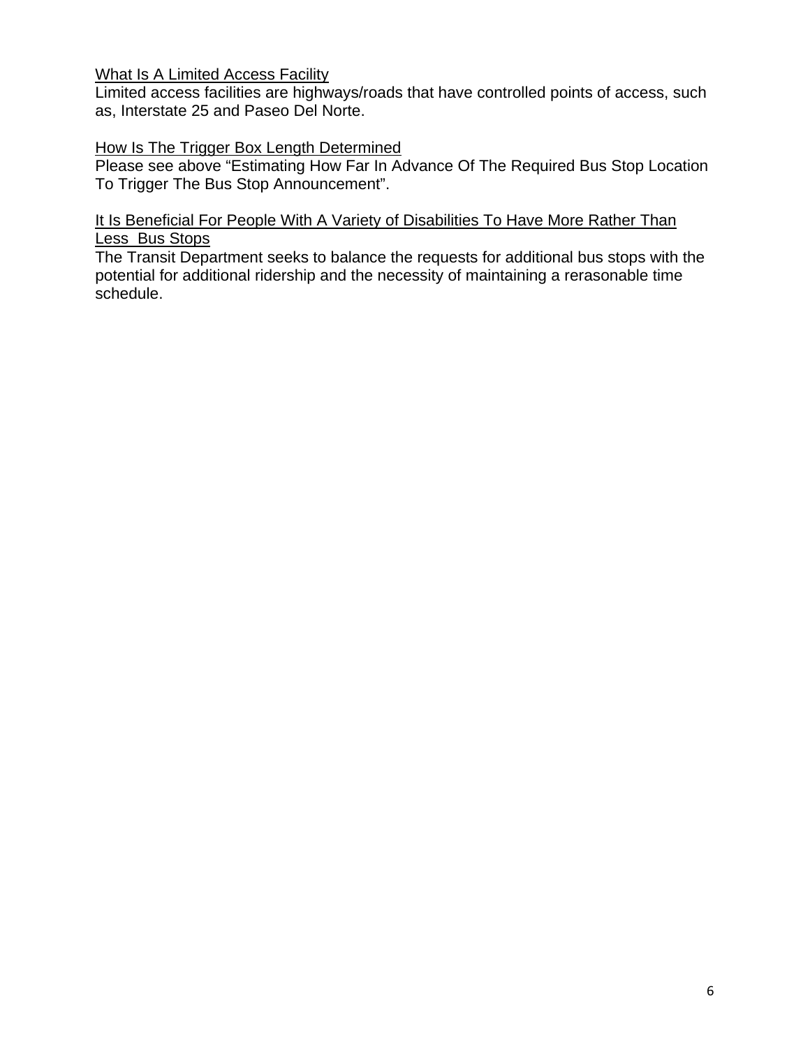<u>What Is A Limited Access Facility</u>
Limited access facilities are highways/roads that have controlled points of access, such as, Interstate 25 and Paseo Del Norte.

<u>How Is The Trigger Box Length Determined</u>
Please see above "Estimating How Far In Advance Of The Required Bus Stop Location To Trigger The Bus Stop Announcement".

<u>It Is Beneficial For People With A Variety of Disabilities To Have More Rather Than Less Bus Stops</u>
The Transit Department seeks to balance the requests for additional bus stops with the potential for additional ridership and the necessity of maintaining a rerasonable time schedule.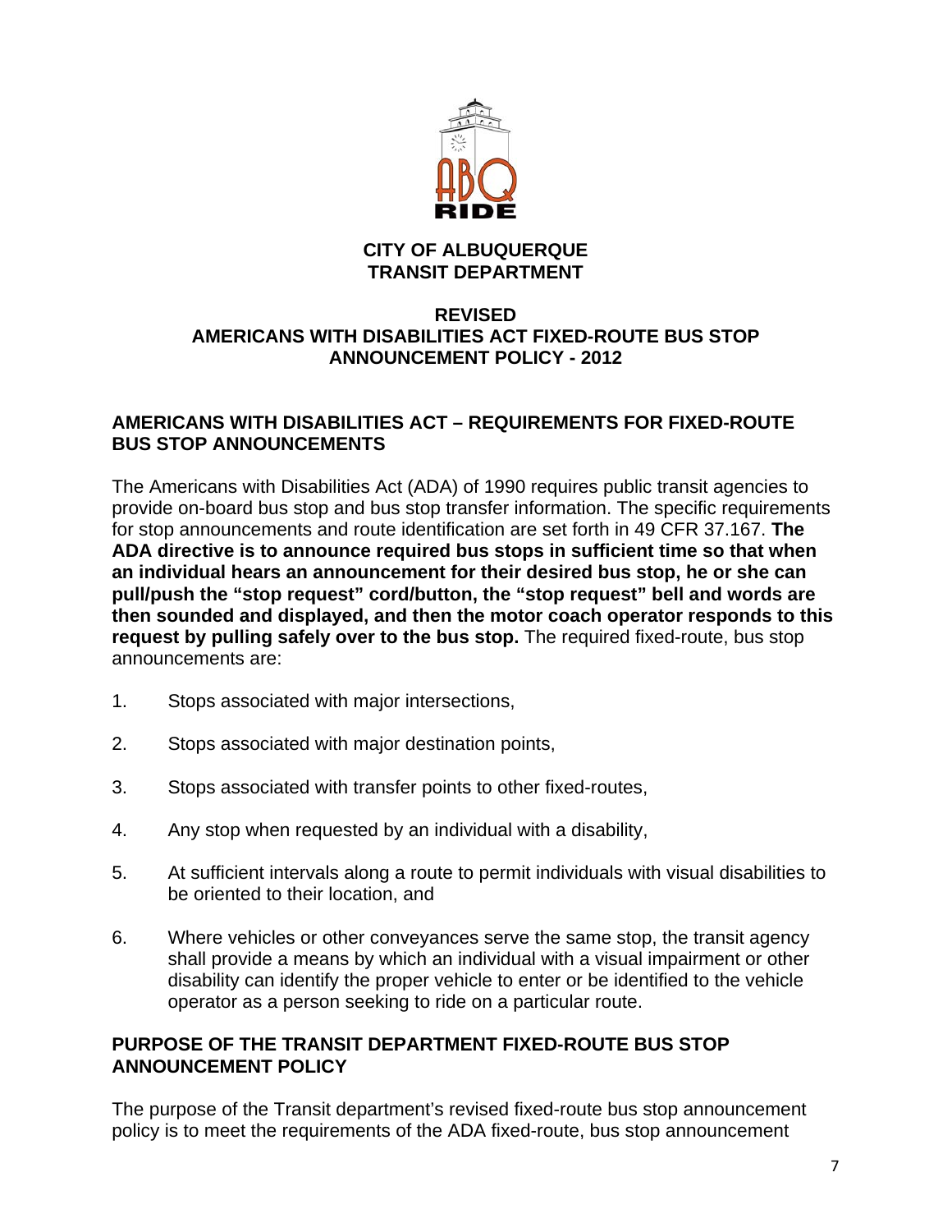**CITY OF ALBUQUERQUE**
**TRANSIT DEPARTMENT**

**REVISED**
**AMERICANS WITH DISABILITIES ACT FIXED-ROUTE BUS STOP ANNOUNCEMENT POLICY - 2012**

## AMERICANS WITH DISABILITIES ACT – REQUIREMENTS FOR FIXED-ROUTE BUS STOP ANNOUNCEMENTS

The Americans with Disabilities Act (ADA) of 1990 requires public transit agencies to provide on-board bus stop and bus stop transfer information. The specific requirements for stop announcements and route identification are set forth in 49 CFR 37.167. **The ADA directive is to announce required bus stops in sufficient time so that when an individual hears an announcement for their desired bus stop, he or she can pull/push the "stop request" cord/button, the "stop request" bell and words are then sounded and displayed, and then the motor coach operator responds to this request by pulling safely over to the bus stop.** The required fixed-route, bus stop announcements are:

1. Stops associated with major intersections,

2. Stops associated with major destination points,

3. Stops associated with transfer points to other fixed-routes,

4. Any stop when requested by an individual with a disability,

5. At sufficient intervals along a route to permit individuals with visual disabilities to be oriented to their location, and

6. Where vehicles or other conveyances serve the same stop, the transit agency shall provide a means by which an individual with a visual impairment or other disability can identify the proper vehicle to enter or be identified to the vehicle operator as a person seeking to ride on a particular route.

## PURPOSE OF THE TRANSIT DEPARTMENT FIXED-ROUTE BUS STOP ANNOUNCEMENT POLICY

The purpose of the Transit department's revised fixed-route bus stop announcement policy is to meet the requirements of the ADA fixed-route, bus stop announcement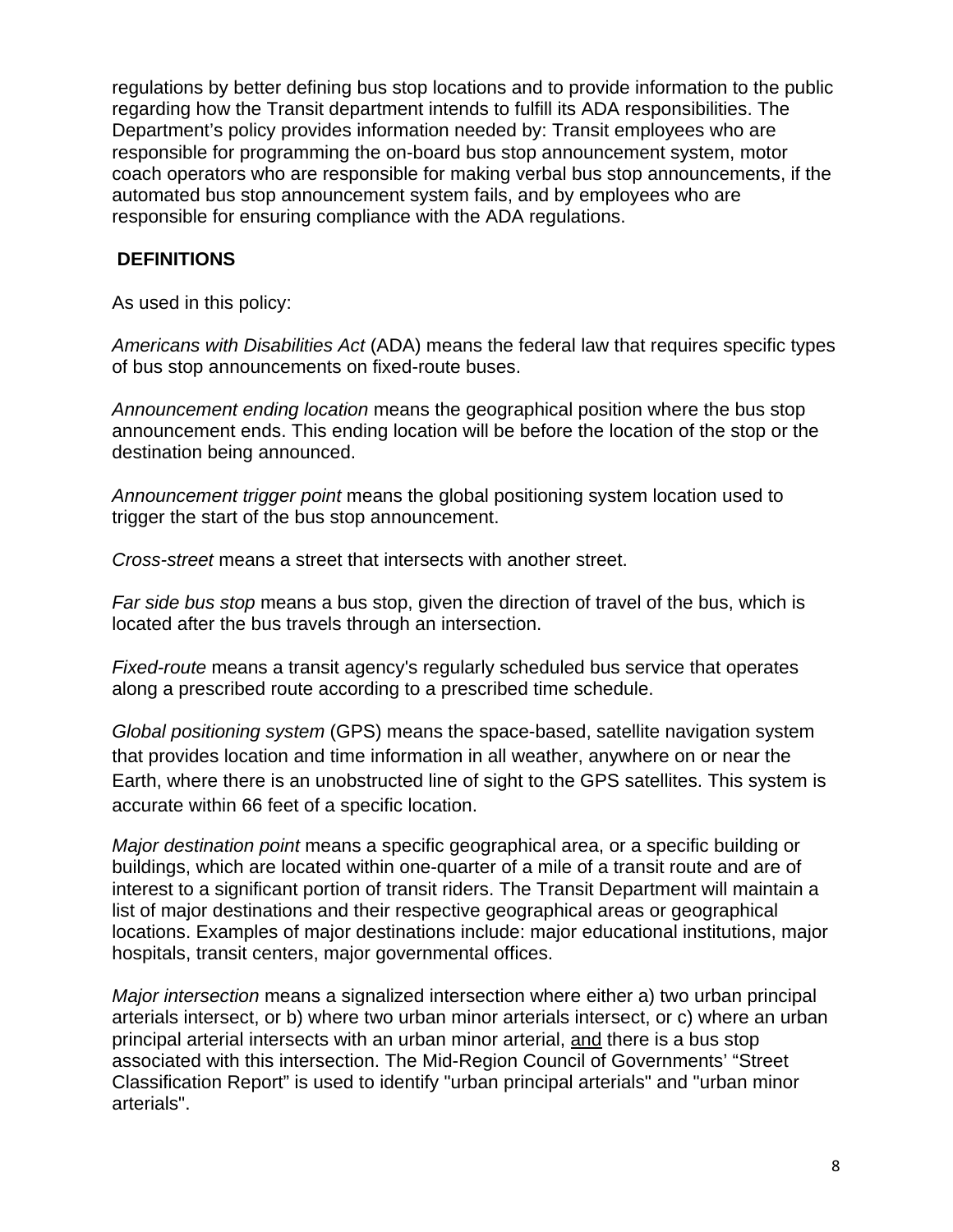regulations by better defining bus stop locations and to provide information to the public regarding how the Transit department intends to fulfill its ADA responsibilities. The Department's policy provides information needed by: Transit employees who are responsible for programming the on-board bus stop announcement system, motor coach operators who are responsible for making verbal bus stop announcements, if the automated bus stop announcement system fails, and by employees who are responsible for ensuring compliance with the ADA regulations.

## DEFINITIONS

As used in this policy:

*Americans with Disabilities Act* (ADA) means the federal law that requires specific types of bus stop announcements on fixed-route buses.

*Announcement ending location* means the geographical position where the bus stop announcement ends. This ending location will be before the location of the stop or the destination being announced.

*Announcement trigger point* means the global positioning system location used to trigger the start of the bus stop announcement.

*Cross-street* means a street that intersects with another street.

*Far side bus stop* means a bus stop, given the direction of travel of the bus, which is located after the bus travels through an intersection.

*Fixed-route* means a transit agency's regularly scheduled bus service that operates along a prescribed route according to a prescribed time schedule.

*Global positioning system* (GPS) means the space-based, satellite navigation system that provides location and time information in all weather, anywhere on or near the Earth, where there is an unobstructed line of sight to the GPS satellites. This system is accurate within 66 feet of a specific location.

*Major destination point* means a specific geographical area, or a specific building or buildings, which are located within one-quarter of a mile of a transit route and are of interest to a significant portion of transit riders. The Transit Department will maintain a list of major destinations and their respective geographical areas or geographical locations. Examples of major destinations include: major educational institutions, major hospitals, transit centers, major governmental offices.

*Major intersection* means a signalized intersection where either a) two urban principal arterials intersect, or b) where two urban minor arterials intersect, or c) where an urban principal arterial intersects with an urban minor arterial, and there is a bus stop associated with this intersection. The Mid-Region Council of Governments' "Street Classification Report" is used to identify "urban principal arterials" and "urban minor arterials".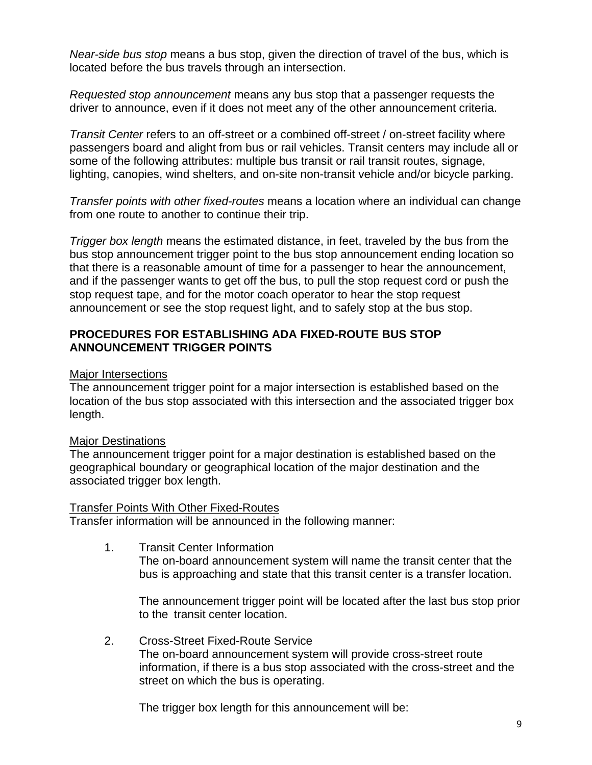*Near-side bus stop* means a bus stop, given the direction of travel of the bus, which is located before the bus travels through an intersection.

*Requested stop announcement* means any bus stop that a passenger requests the driver to announce, even if it does not meet any of the other announcement criteria.

*Transit Center* refers to an off-street or a combined off-street / on-street facility where passengers board and alight from bus or rail vehicles. Transit centers may include all or some of the following attributes: multiple bus transit or rail transit routes, signage, lighting, canopies, wind shelters, and on-site non-transit vehicle and/or bicycle parking.

*Transfer points with other fixed-routes* means a location where an individual can change from one route to another to continue their trip.

*Trigger box length* means the estimated distance, in feet, traveled by the bus from the bus stop announcement trigger point to the bus stop announcement ending location so that there is a reasonable amount of time for a passenger to hear the announcement, and if the passenger wants to get off the bus, to pull the stop request cord or push the stop request tape, and for the motor coach operator to hear the stop request announcement or see the stop request light, and to safely stop at the bus stop.

## PROCEDURES FOR ESTABLISHING ADA FIXED-ROUTE BUS STOP ANNOUNCEMENT TRIGGER POINTS

<u>Major Intersections</u>

The announcement trigger point for a major intersection is established based on the location of the bus stop associated with this intersection and the associated trigger box length.

<u>Major Destinations</u>

The announcement trigger point for a major destination is established based on the geographical boundary or geographical location of the major destination and the associated trigger box length.

<u>Transfer Points With Other Fixed-Routes</u>

Transfer information will be announced in the following manner:

1. Transit Center Information
   The on-board announcement system will name the transit center that the bus is approaching and state that this transit center is a transfer location.

   The announcement trigger point will be located after the last bus stop prior to the transit center location.

2. Cross-Street Fixed-Route Service
   The on-board announcement system will provide cross-street route information, if there is a bus stop associated with the cross-street and the street on which the bus is operating.

   The trigger box length for this announcement will be: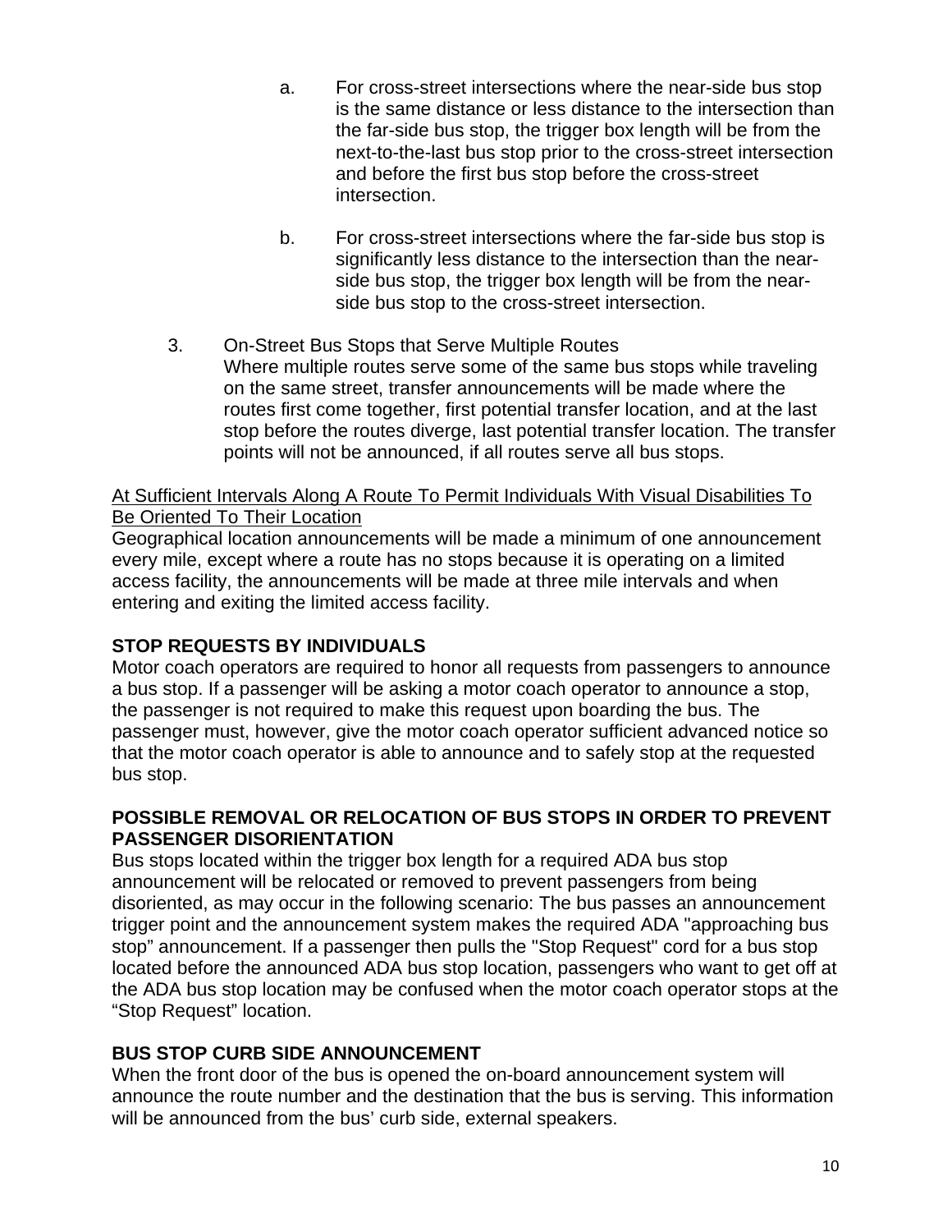a. For cross-street intersections where the near-side bus stop is the same distance or less distance to the intersection than the far-side bus stop, the trigger box length will be from the next-to-the-last bus stop prior to the cross-street intersection and before the first bus stop before the cross-street intersection.

b. For cross-street intersections where the far-side bus stop is significantly less distance to the intersection than the near-side bus stop, the trigger box length will be from the near-side bus stop to the cross-street intersection.

3. On-Street Bus Stops that Serve Multiple Routes
Where multiple routes serve some of the same bus stops while traveling on the same street, transfer announcements will be made where the routes first come together, first potential transfer location, and at the last stop before the routes diverge, last potential transfer location. The transfer points will not be announced, if all routes serve all bus stops.

<u>At Sufficient Intervals Along A Route To Permit Individuals With Visual Disabilities To Be Oriented To Their Location</u>
Geographical location announcements will be made a minimum of one announcement every mile, except where a route has no stops because it is operating on a limited access facility, the announcements will be made at three mile intervals and when entering and exiting the limited access facility.

**STOP REQUESTS BY INDIVIDUALS**
Motor coach operators are required to honor all requests from passengers to announce a bus stop. If a passenger will be asking a motor coach operator to announce a stop, the passenger is not required to make this request upon boarding the bus. The passenger must, however, give the motor coach operator sufficient advanced notice so that the motor coach operator is able to announce and to safely stop at the requested bus stop.

**POSSIBLE REMOVAL OR RELOCATION OF BUS STOPS IN ORDER TO PREVENT PASSENGER DISORIENTATION**
Bus stops located within the trigger box length for a required ADA bus stop announcement will be relocated or removed to prevent passengers from being disoriented, as may occur in the following scenario: The bus passes an announcement trigger point and the announcement system makes the required ADA "approaching bus stop" announcement. If a passenger then pulls the "Stop Request" cord for a bus stop located before the announced ADA bus stop location, passengers who want to get off at the ADA bus stop location may be confused when the motor coach operator stops at the "Stop Request" location.

**BUS STOP CURB SIDE ANNOUNCEMENT**
When the front door of the bus is opened the on-board announcement system will announce the route number and the destination that the bus is serving. This information will be announced from the bus' curb side, external speakers.